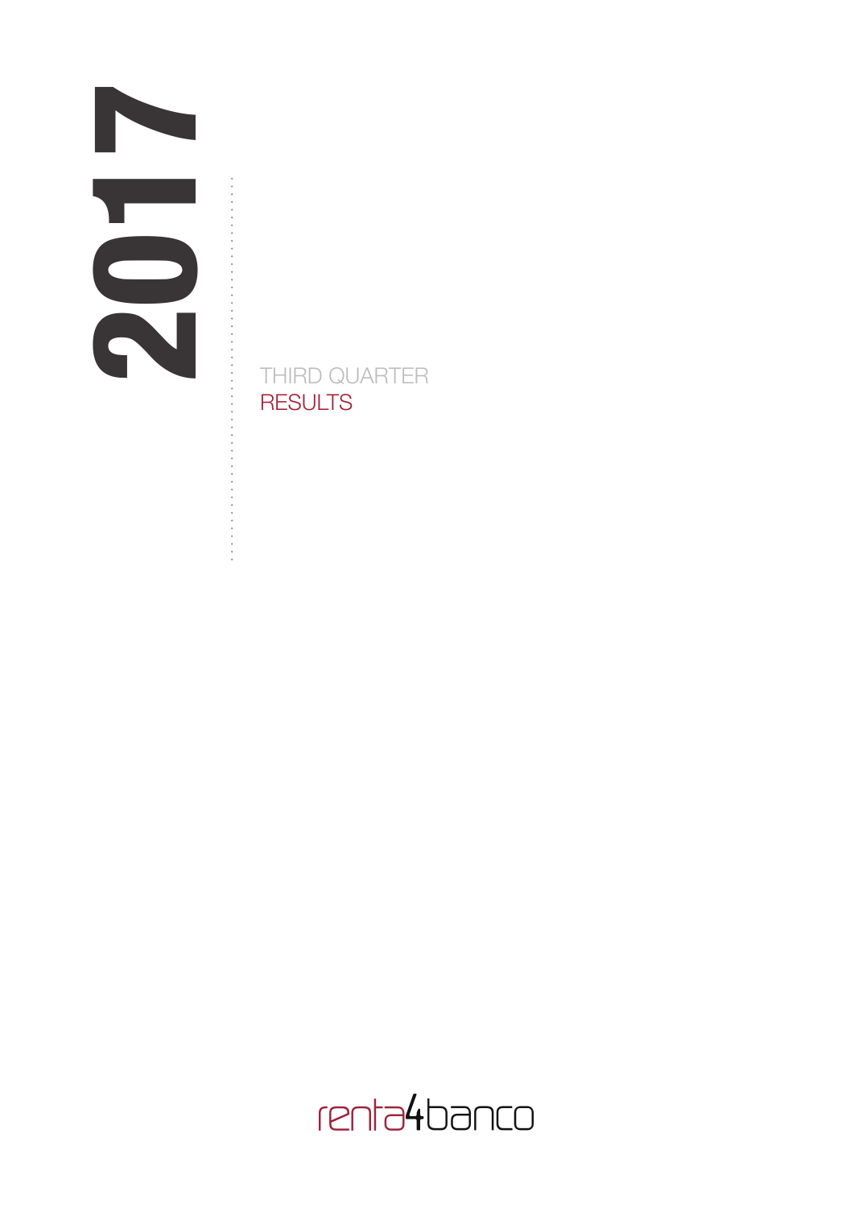# 2017

## THIRD QUARTER RESULTS

renta4banco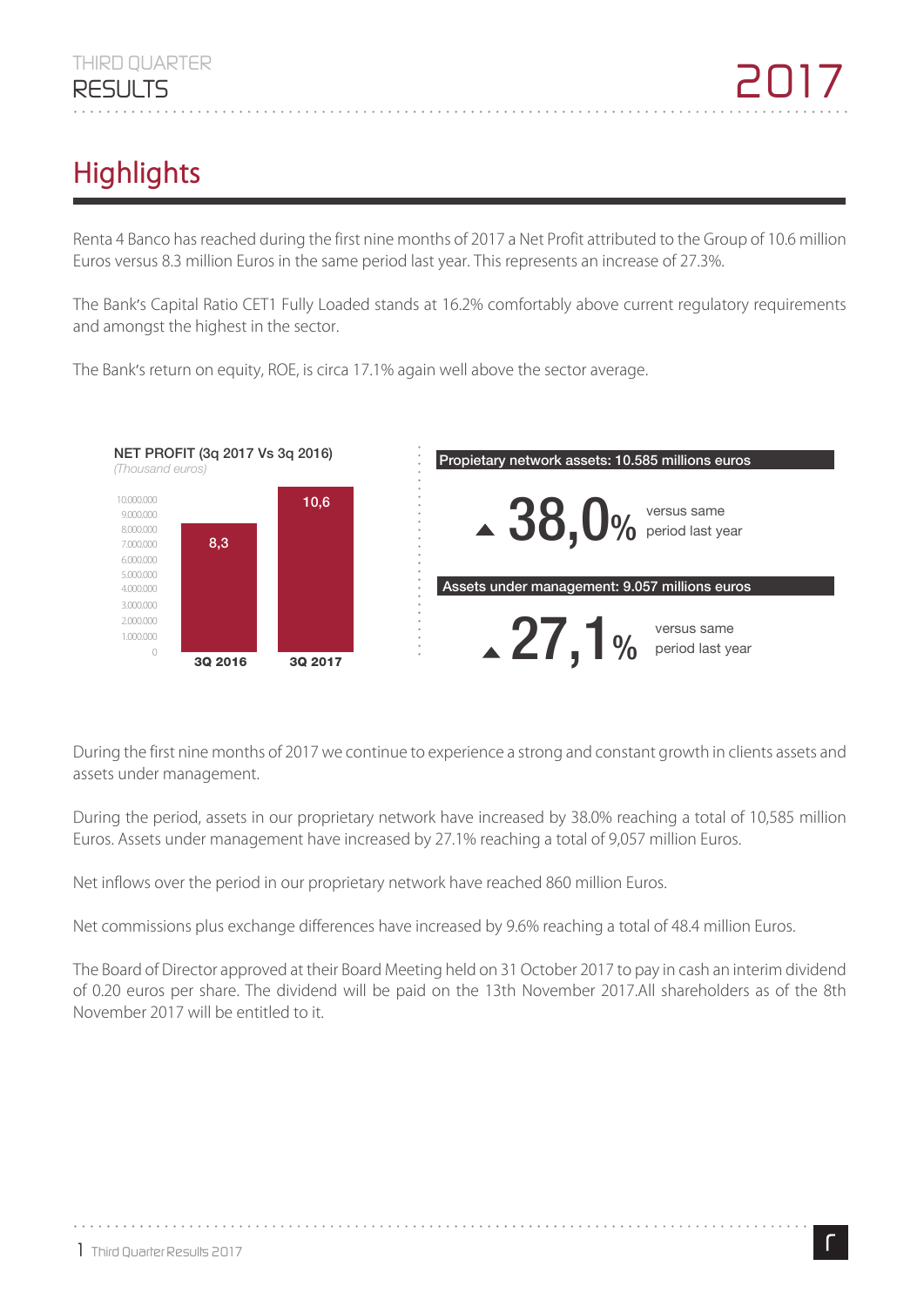# Highlights

Renta 4 Banco has reached during the first nine months of 2017 a Net Profit attributed to the Group of 10.6 million Euros versus 8.3 million Euros in the same period last year. This represents an increase of 27.3%.

The Bank's Capital Ratio CET1 Fully Loaded stands at 16.2% comfortably above current regulatory requirements and amongst the highest in the sector.

The Bank's return on equity, ROE, is circa 17.1% again well above the sector average.

**NET PROFIT (3q 2017 Vs 3q 2016)**
*(Thousand euros)*

| | 3Q 2016 | 3Q 2017 |
|---|---|---|
| Net Profit | 8,3 | 10,6 |

**Propietary network assets: 10.585 millions euros**

▲ 38,0% versus same period last year

**Assets under management: 9.057 millions euros**

▲ 27,1% versus same period last year

During the first nine months of 2017 we continue to experience a strong and constant growth in clients assets and assets under management.

During the period, assets in our proprietary network have increased by 38.0% reaching a total of 10,585 million Euros. Assets under management have increased by 27.1% reaching a total of 9,057 million Euros.

Net inflows over the period in our proprietary network have reached 860 million Euros.

Net commissions plus exchange differences have increased by 9.6% reaching a total of 48.4 million Euros.

The Board of Director approved at their Board Meeting held on 31 October 2017 to pay in cash an interim dividend of 0.20 euros per share. The dividend will be paid on the 13th November 2017.All shareholders as of the 8th November 2017 will be entitled to it.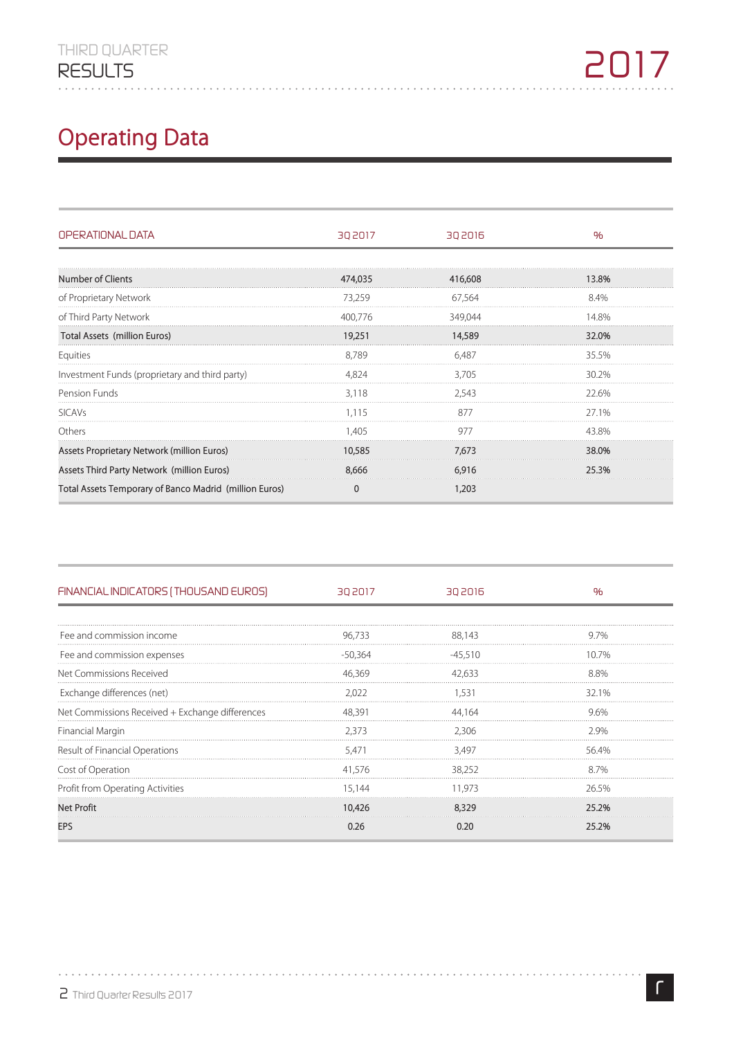# Operating Data

| OPERATIONAL DATA | 3Q 2017 | 3Q 2016 | % |
|---|---|---|---|
| **Number of Clients** | **474,035** | **416,608** | **13.8%** |
| of Proprietary Network | 73,259 | 67,564 | 8.4% |
| of Third Party Network | 400,776 | 349,044 | 14.8% |
| **Total Assets (million Euros)** | **19,251** | **14,589** | **32.0%** |
| Equities | 8,789 | 6,487 | 35.5% |
| Investment Funds (proprietary and third party) | 4,824 | 3,705 | 30.2% |
| Pension Funds | 3,118 | 2,543 | 22.6% |
| SICAVs | 1,115 | 877 | 27.1% |
| Others | 1,405 | 977 | 43.8% |
| **Assets Proprietary Network (million Euros)** | **10,585** | **7,673** | **38.0%** |
| **Assets Third Party Network (million Euros)** | **8,666** | **6,916** | **25.3%** |
| **Total Assets Temporary of Banco Madrid (million Euros)** | **0** | **1,203** | |

| FINANCIAL INDICATORS (THOUSAND EUROS) | 3Q 2017 | 3Q 2016 | % |
|---|---|---|---|
| Fee and commission income | 96,733 | 88,143 | 9.7% |
| Fee and commission expenses | -50,364 | -45,510 | 10.7% |
| Net Commissions Received | 46,369 | 42,633 | 8.8% |
| Exchange differences (net) | 2,022 | 1,531 | 32.1% |
| Net Commissions Received + Exchange differences | 48,391 | 44,164 | 9.6% |
| Financial Margin | 2,373 | 2,306 | 2.9% |
| Result of Financial Operations | 5,471 | 3,497 | 56.4% |
| Cost of Operation | 41,576 | 38,252 | 8.7% |
| Profit from Operating Activities | 15,144 | 11,973 | 26.5% |
| **Net Profit** | **10,426** | **8,329** | **25.2%** |
| **EPS** | **0.26** | **0.20** | **25.2%** |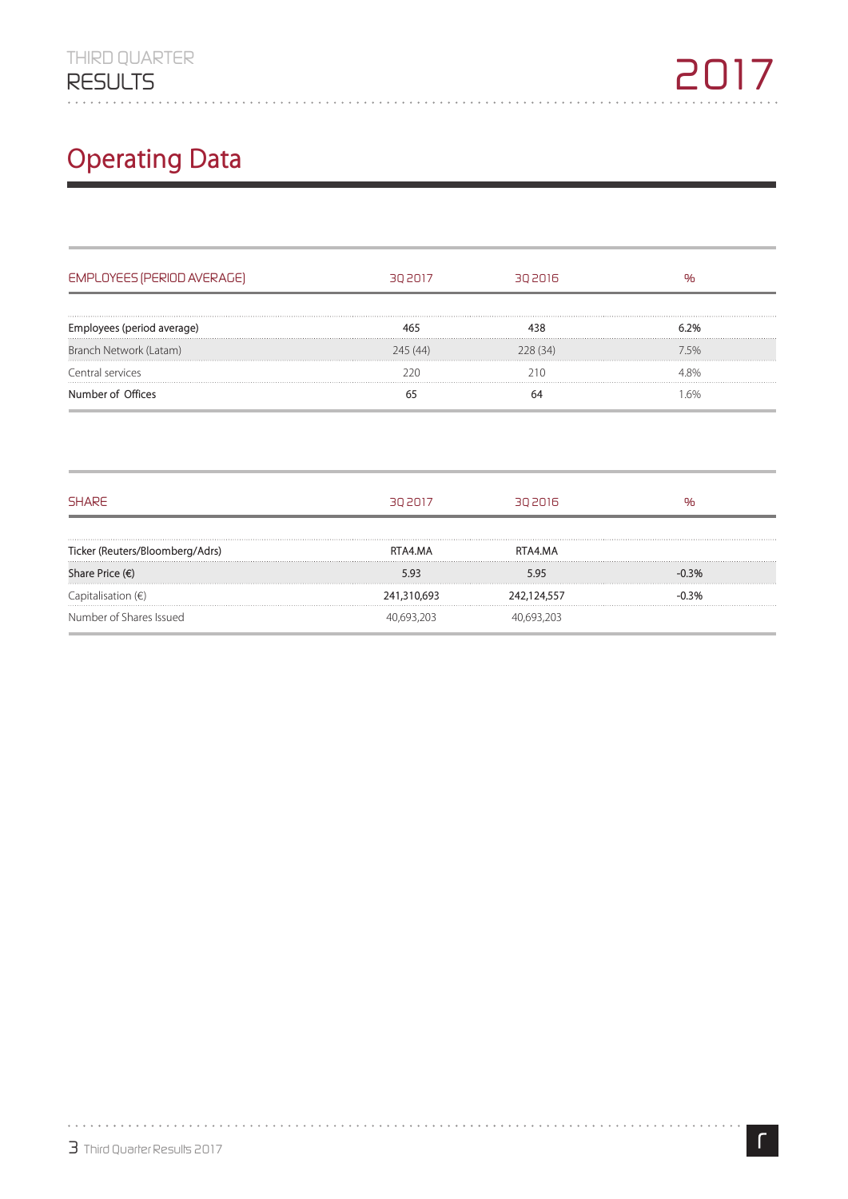## Operating Data

| EMPLOYEES (PERIOD AVERAGE) | 3Q 2017 | 3Q 2016 | % |
|---|---|---|---|
| **Employees (period average)** | **465** | **438** | **6.2%** |
| Branch Network (Latam) | 245 (44) | 228 (34) | 7.5% |
| Central services | 220 | 210 | 4.8% |
| **Number of Offices** | **65** | **64** | 1.6% |

| SHARE | 3Q 2017 | 3Q 2016 | % |
|---|---|---|---|
| **Ticker (Reuters/Bloomberg/Adrs)** | RTA4.MA | RTA4.MA | |
| **Share Price (€)** | 5.93 | 5.95 | -0.3% |
| Capitalisation (€) | **241,310,693** | **242,124,557** | -0.3% |
| Number of Shares Issued | 40,693,203 | 40,693,203 | |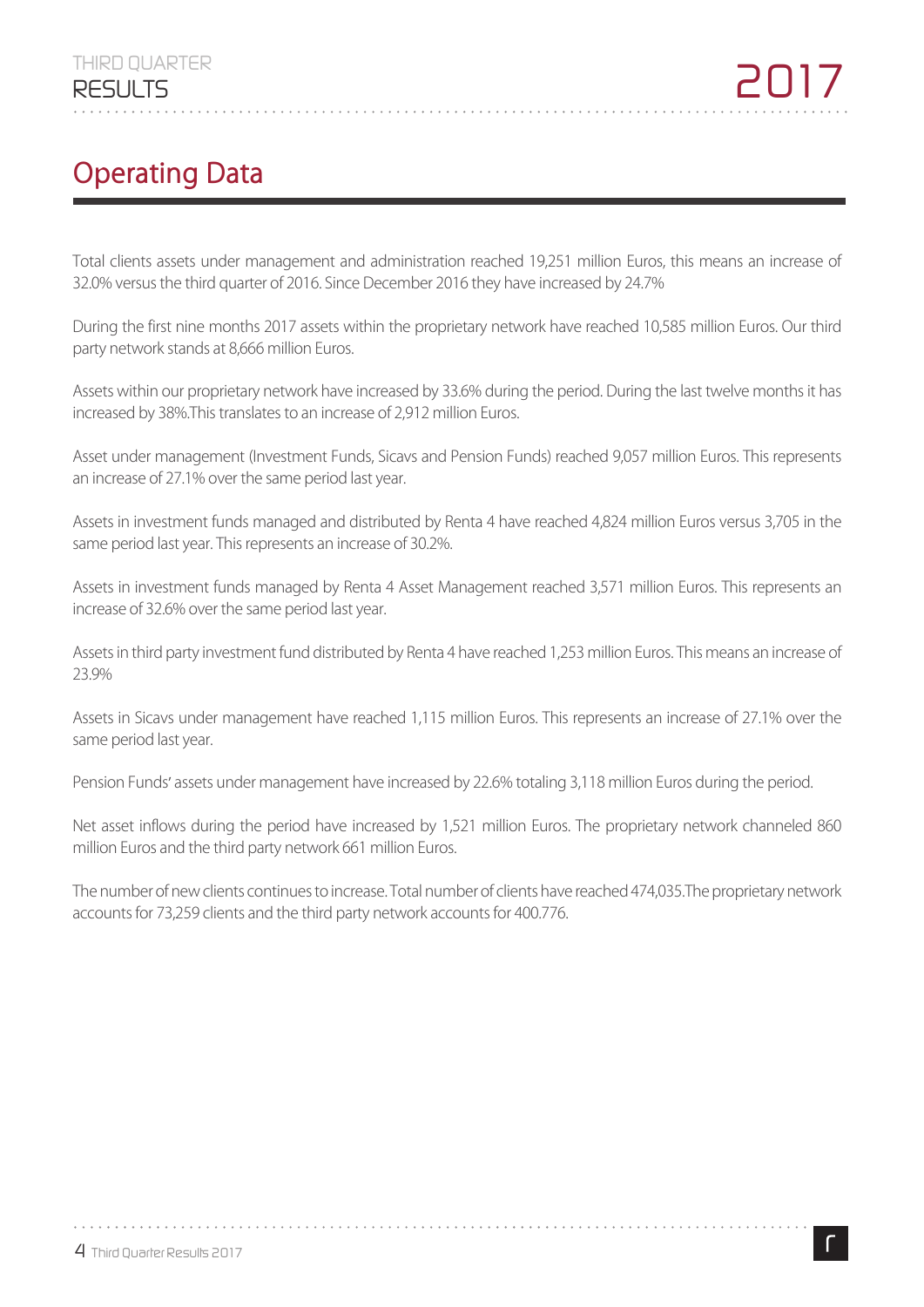# Operating Data

Total clients assets under management and administration reached 19,251 million Euros, this means an increase of 32.0% versus the third quarter of 2016. Since December 2016 they have increased by 24.7%

During the first nine months 2017 assets within the proprietary network have reached 10,585 million Euros. Our third party network stands at 8,666 million Euros.

Assets within our proprietary network have increased by 33.6% during the period. During the last twelve months it has increased by 38%.This translates to an increase of 2,912 million Euros.

Asset under management (Investment Funds, Sicavs and Pension Funds) reached 9,057 million Euros. This represents an increase of 27.1% over the same period last year.

Assets in investment funds managed and distributed by Renta 4 have reached 4,824 million Euros versus 3,705 in the same period last year. This represents an increase of 30.2%.

Assets in investment funds managed by Renta 4 Asset Management reached 3,571 million Euros. This represents an increase of 32.6% over the same period last year.

Assets in third party investment fund distributed by Renta 4 have reached 1,253 million Euros. This means an increase of 23.9%

Assets in Sicavs under management have reached 1,115 million Euros. This represents an increase of 27.1% over the same period last year.

Pension Funds' assets under management have increased by 22.6% totaling 3,118 million Euros during the period.

Net asset inflows during the period have increased by 1,521 million Euros. The proprietary network channeled 860 million Euros and the third party network 661 million Euros.

The number of new clients continues to increase. Total number of clients have reached 474,035.The proprietary network accounts for 73,259 clients and the third party network accounts for 400.776.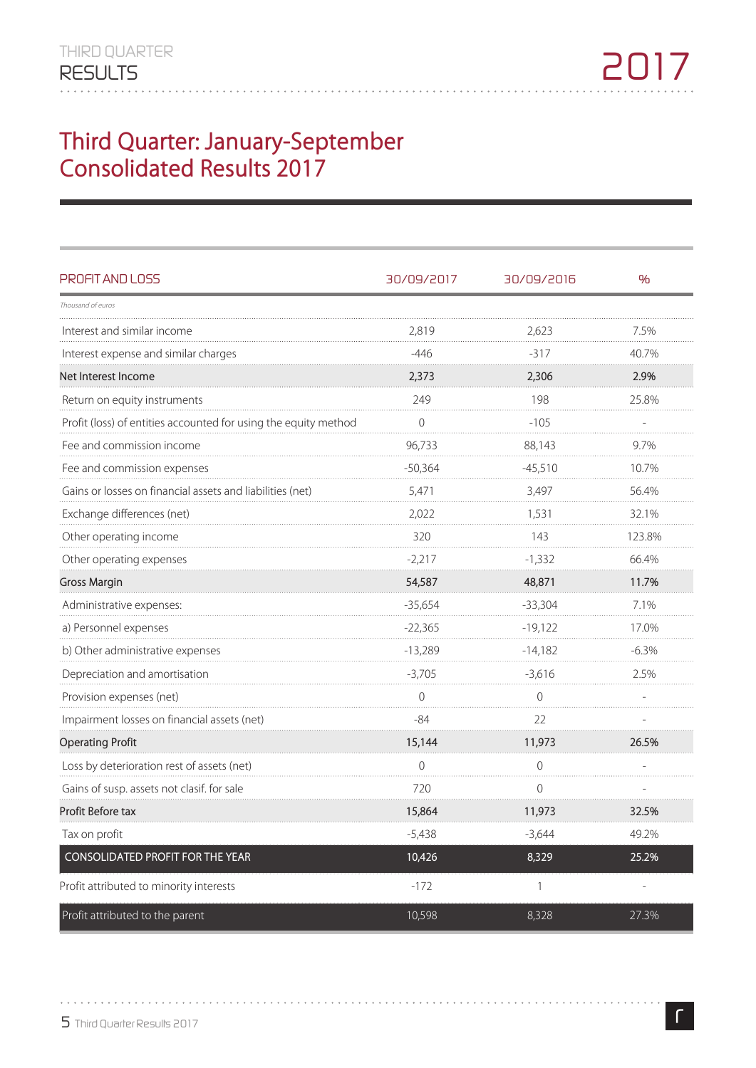# Third Quarter: January-September Consolidated Results 2017

| PROFIT AND LOSS | 30/09/2017 | 30/09/2016 | % |
|---|---|---|---|
| *Thousand of euros* | | | |
| Interest and similar income | 2,819 | 2,623 | 7.5% |
| Interest expense and similar charges | -446 | -317 | 40.7% |
| **Net Interest Income** | **2,373** | **2,306** | **2.9%** |
| Return on equity instruments | 249 | 198 | 25.8% |
| Profit (loss) of entities accounted for using the equity method | 0 | -105 | - |
| Fee and commission income | 96,733 | 88,143 | 9.7% |
| Fee and commission expenses | -50,364 | -45,510 | 10.7% |
| Gains or losses on financial assets and liabilities (net) | 5,471 | 3,497 | 56.4% |
| Exchange differences (net) | 2,022 | 1,531 | 32.1% |
| Other operating income | 320 | 143 | 123.8% |
| Other operating expenses | -2,217 | -1,332 | 66.4% |
| **Gross Margin** | **54,587** | **48,871** | **11.7%** |
| Administrative expenses: | -35,654 | -33,304 | 7.1% |
| a) Personnel expenses | -22,365 | -19,122 | 17.0% |
| b) Other administrative expenses | -13,289 | -14,182 | -6.3% |
| Depreciation and amortisation | -3,705 | -3,616 | 2.5% |
| Provision expenses (net) | 0 | 0 | - |
| Impairment losses on financial assets (net) | -84 | 22 | - |
| **Operating Profit** | **15,144** | **11,973** | **26.5%** |
| Loss by deterioration rest of assets (net) | 0 | 0 | - |
| Gains of susp. assets not clasif. for sale | 720 | 0 | - |
| **Profit Before tax** | **15,864** | **11,973** | **32.5%** |
| Tax on profit | -5,438 | -3,644 | 49.2% |
| **CONSOLIDATED PROFIT FOR THE YEAR** | **10,426** | **8,329** | **25.2%** |
| Profit attributed to minority interests | -172 | 1 | - |
| Profit attributed to the parent | 10,598 | 8,328 | 27.3% |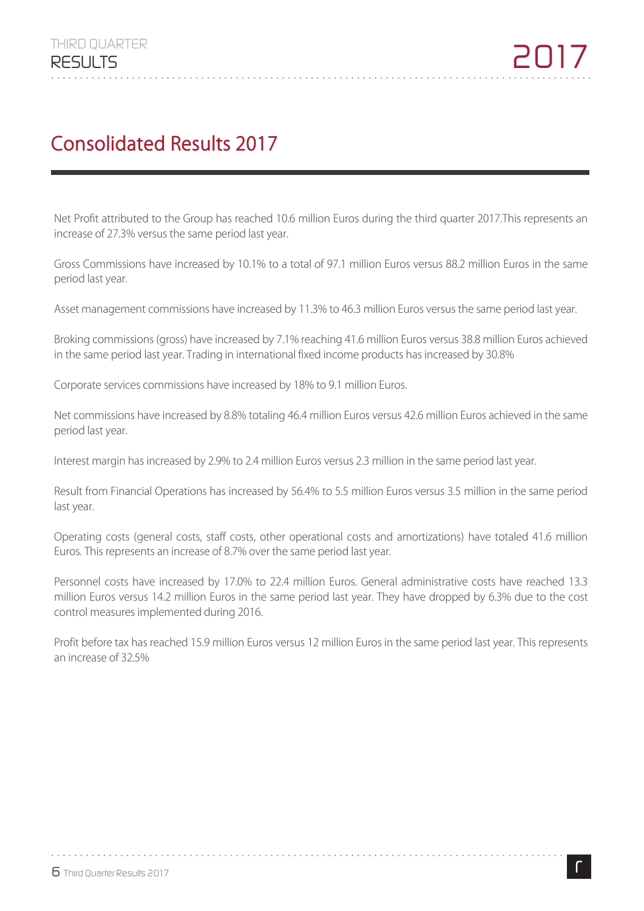# Consolidated Results 2017

Net Profit attributed to the Group has reached 10.6 million Euros during the third quarter 2017.This represents an increase of 27.3% versus the same period last year.

Gross Commissions have increased by 10.1% to a total of 97.1 million Euros versus 88.2 million Euros in the same period last year.

Asset management commissions have increased by 11.3% to 46.3 million Euros versus the same period last year.

Broking commissions (gross) have increased by 7.1% reaching 41.6 million Euros versus 38.8 million Euros achieved in the same period last year. Trading in international fixed income products has increased by 30.8%

Corporate services commissions have increased by 18% to 9.1 million Euros.

Net commissions have increased by 8.8% totaling 46.4 million Euros versus 42.6 million Euros achieved in the same period last year.

Interest margin has increased by 2.9% to 2.4 million Euros versus 2.3 million in the same period last year.

Result from Financial Operations has increased by 56.4% to 5.5 million Euros versus 3.5 million in the same period last year.

Operating costs (general costs, staff costs, other operational costs and amortizations) have totaled 41.6 million Euros. This represents an increase of 8.7% over the same period last year.

Personnel costs have increased by 17.0% to 22.4 million Euros. General administrative costs have reached 13.3 million Euros versus 14.2 million Euros in the same period last year. They have dropped by 6.3% due to the cost control measures implemented during 2016.

Profit before tax has reached 15.9 million Euros versus 12 million Euros in the same period last year. This represents an increase of 32.5%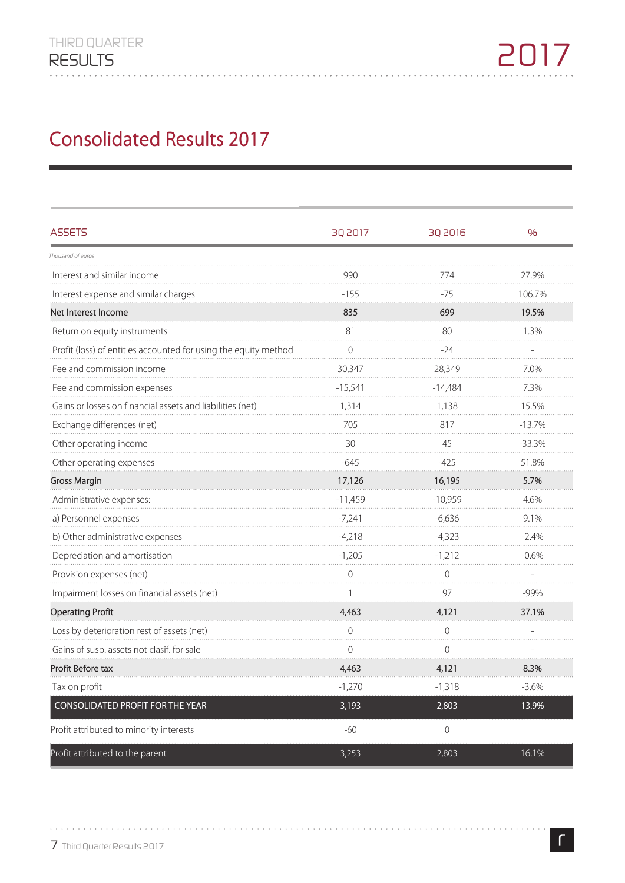# Consolidated Results 2017

| ASSETS | 3Q 2017 | 3Q 2016 | % |
|---|---|---|---|
| *Thousand of euros* | | | |
| Interest and similar income | 990 | 774 | 27.9% |
| Interest expense and similar charges | -155 | -75 | 106.7% |
| **Net Interest Income** | **835** | **699** | **19.5%** |
| Return on equity instruments | 81 | 80 | 1.3% |
| Profit (loss) of entities accounted for using the equity method | 0 | -24 | - |
| Fee and commission income | 30,347 | 28,349 | 7.0% |
| Fee and commission expenses | -15,541 | -14,484 | 7.3% |
| Gains or losses on financial assets and liabilities (net) | 1,314 | 1,138 | 15.5% |
| Exchange differences (net) | 705 | 817 | -13.7% |
| Other operating income | 30 | 45 | -33.3% |
| Other operating expenses | -645 | -425 | 51.8% |
| **Gross Margin** | **17,126** | **16,195** | **5.7%** |
| Administrative expenses: | -11,459 | -10,959 | 4.6% |
| a) Personnel expenses | -7,241 | -6,636 | 9.1% |
| b) Other administrative expenses | -4,218 | -4,323 | -2.4% |
| Depreciation and amortisation | -1,205 | -1,212 | -0.6% |
| Provision expenses (net) | 0 | 0 | - |
| Impairment losses on financial assets (net) | 1 | 97 | -99% |
| **Operating Profit** | **4,463** | **4,121** | **37.1%** |
| Loss by deterioration rest of assets (net) | 0 | 0 | - |
| Gains of susp. assets not clasif. for sale | 0 | 0 | - |
| **Profit Before tax** | **4,463** | **4,121** | **8.3%** |
| Tax on profit | -1,270 | -1,318 | -3.6% |
| **CONSOLIDATED PROFIT FOR THE YEAR** | **3,193** | **2,803** | **13.9%** |
| Profit attributed to minority interests | -60 | 0 | |
| Profit attributed to the parent | 3,253 | 2,803 | 16.1% |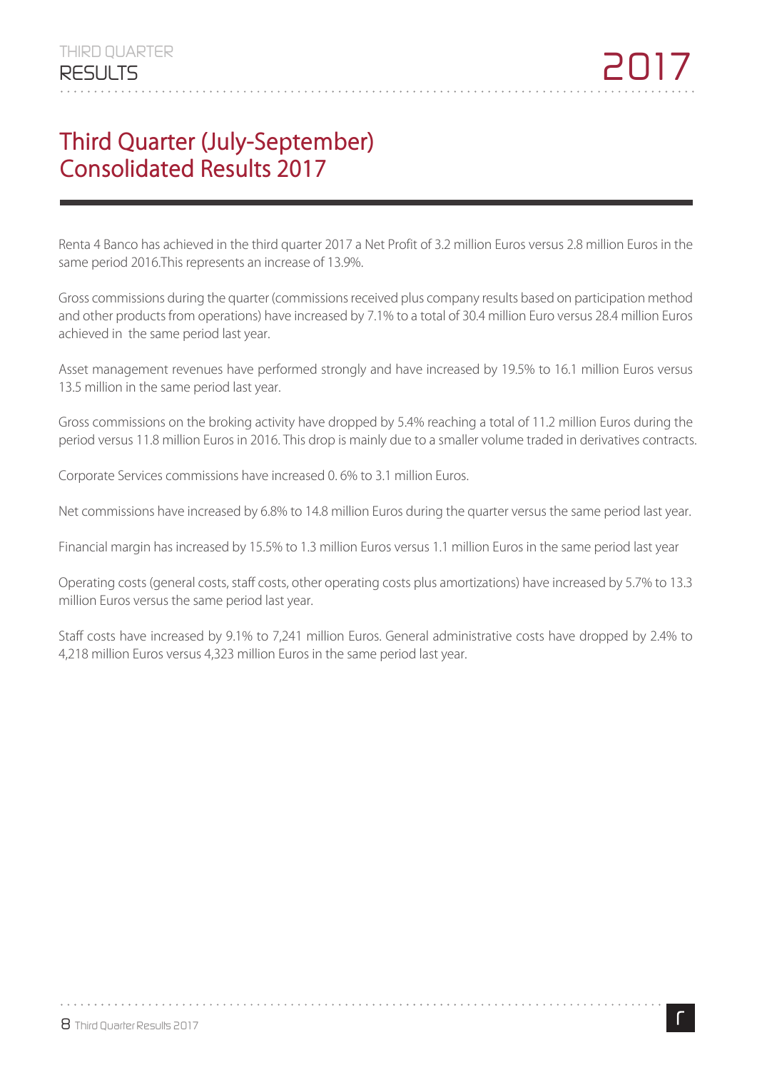# Third Quarter (July-September) Consolidated Results 2017

Renta 4 Banco has achieved in the third quarter 2017 a Net Profit of 3.2 million Euros versus 2.8 million Euros in the same period 2016.This represents an increase of 13.9%.

Gross commissions during the quarter (commissions received plus company results based on participation method and other products from operations) have increased by 7.1% to a total of 30.4 million Euro versus 28.4 million Euros achieved in the same period last year.

Asset management revenues have performed strongly and have increased by 19.5% to 16.1 million Euros versus 13.5 million in the same period last year.

Gross commissions on the broking activity have dropped by 5.4% reaching a total of 11.2 million Euros during the period versus 11.8 million Euros in 2016. This drop is mainly due to a smaller volume traded in derivatives contracts.

Corporate Services commissions have increased 0. 6% to 3.1 million Euros.

Net commissions have increased by 6.8% to 14.8 million Euros during the quarter versus the same period last year.

Financial margin has increased by 15.5% to 1.3 million Euros versus 1.1 million Euros in the same period last year

Operating costs (general costs, staff costs, other operating costs plus amortizations) have increased by 5.7% to 13.3 million Euros versus the same period last year.

Staff costs have increased by 9.1% to 7,241 million Euros. General administrative costs have dropped by 2.4% to 4,218 million Euros versus 4,323 million Euros in the same period last year.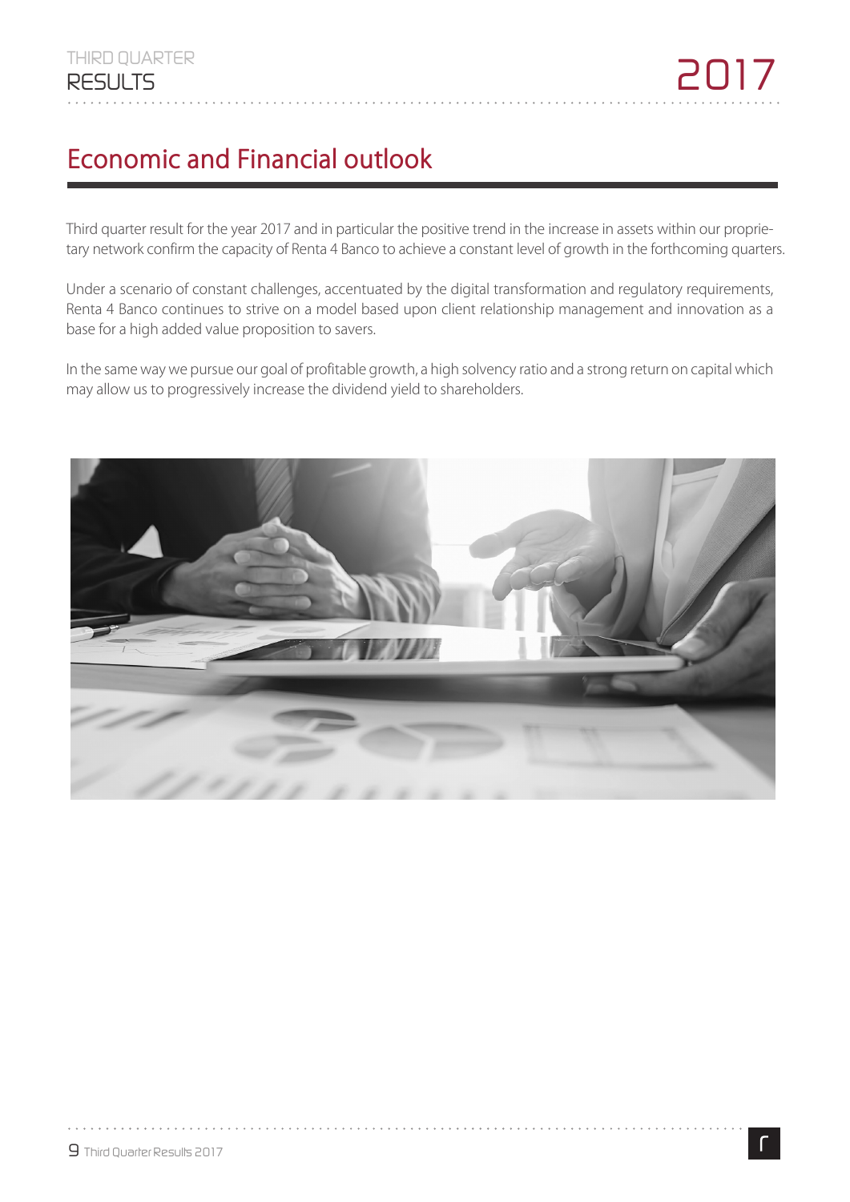## Economic and Financial outlook

Third quarter result for the year 2017 and in particular the positive trend in the increase in assets within our proprietary network confirm the capacity of Renta 4 Banco to achieve a constant level of growth in the forthcoming quarters.

Under a scenario of constant challenges, accentuated by the digital transformation and regulatory requirements, Renta 4 Banco continues to strive on a model based upon client relationship management and innovation as a base for a high added value proposition to savers.

In the same way we pursue our goal of profitable growth, a high solvency ratio and a strong return on capital which may allow us to progressively increase the dividend yield to shareholders.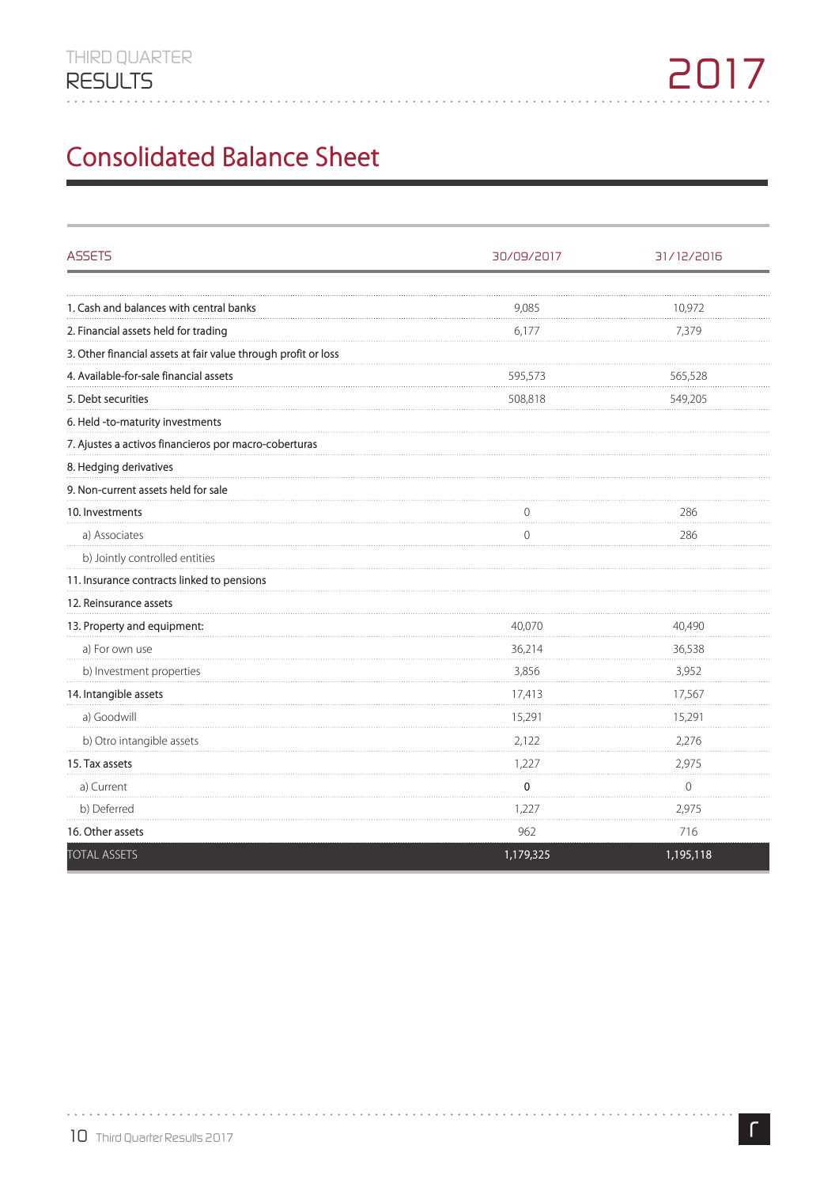# Consolidated Balance Sheet

| ASSETS | 30/09/2017 | 31/12/2016 |
|---|---|---|
| 1. Cash and balances with central banks | 9,085 | 10,972 |
| 2. Financial assets held for trading | 6,177 | 7,379 |
| 3. Other financial assets at fair value through profit or loss | | |
| 4. Available-for-sale financial assets | 595,573 | 565,528 |
| 5. Debt securities | 508,818 | 549,205 |
| 6. Held -to-maturity investments | | |
| 7. Ajustes a activos financieros por macro-coberturas | | |
| 8. Hedging derivatives | | |
| 9. Non-current assets held for sale | | |
| 10. Investments | 0 | 286 |
| a) Associates | 0 | 286 |
| b) Jointly controlled entities | | |
| 11. Insurance contracts linked to pensions | | |
| 12. Reinsurance assets | | |
| 13. Property and equipment: | 40,070 | 40,490 |
| a) For own use | 36,214 | 36,538 |
| b) Investment properties | 3,856 | 3,952 |
| 14. Intangible assets | 17,413 | 17,567 |
| a) Goodwill | 15,291 | 15,291 |
| b) Otro intangible assets | 2,122 | 2,276 |
| 15. Tax assets | 1,227 | 2,975 |
| a) Current | 0 | 0 |
| b) Deferred | 1,227 | 2,975 |
| 16. Other assets | 962 | 716 |
| TOTAL ASSETS | 1,179,325 | 1,195,118 |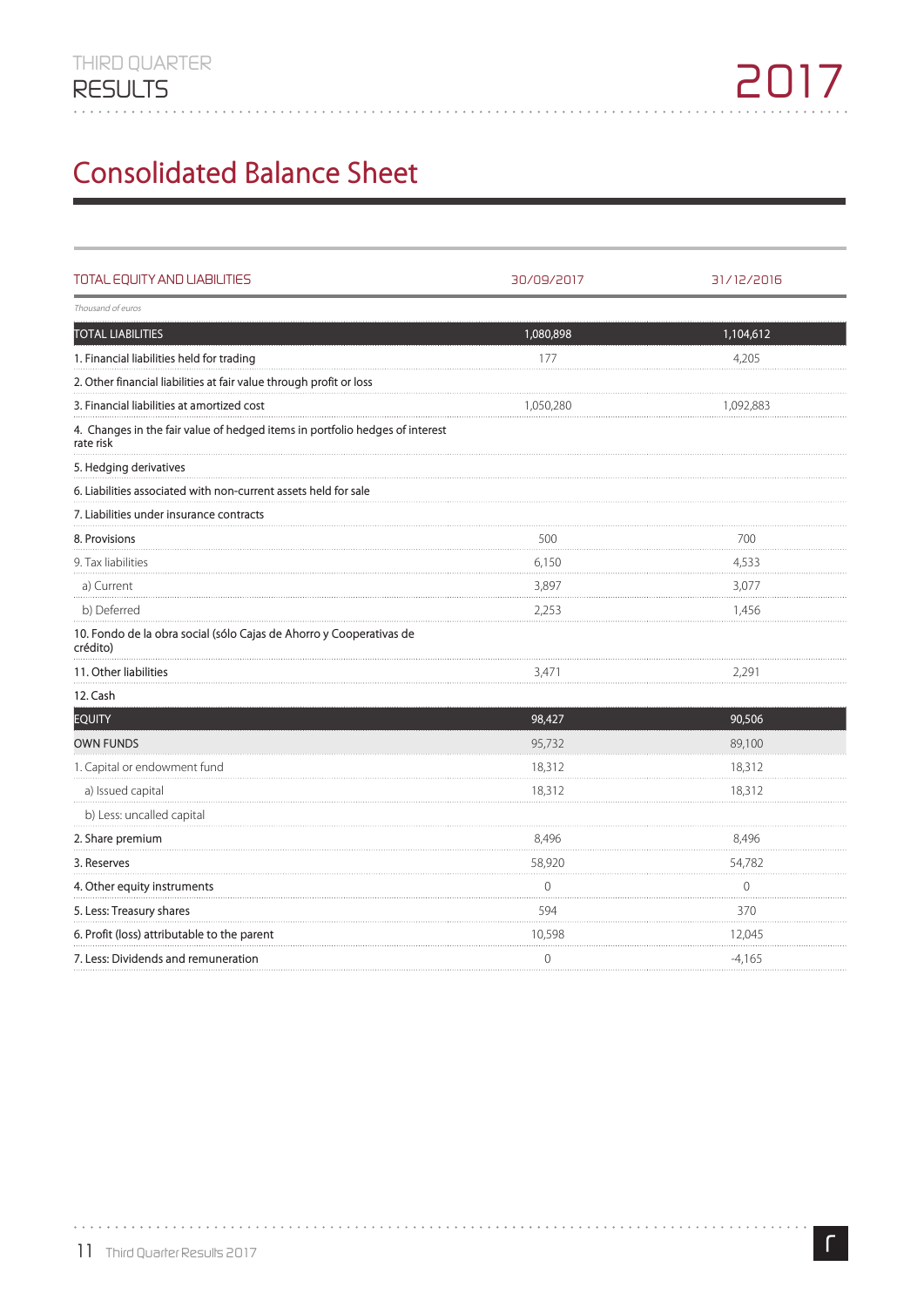# Consolidated Balance Sheet

| TOTAL EQUITY AND LIABILITIES | 30/09/2017 | 31/12/2016 |
|---|---|---|
| *Thousand of euros* | | |
| TOTAL LIABILITIES | 1,080,898 | 1,104,612 |
| 1. Financial liabilities held for trading | 177 | 4,205 |
| 2. Other financial liabilities at fair value through profit or loss | | |
| 3. Financial liabilities at amortized cost | 1,050,280 | 1,092,883 |
| 4. Changes in the fair value of hedged items in portfolio hedges of interest rate risk | | |
| 5. Hedging derivatives | | |
| 6. Liabilities associated with non-current assets held for sale | | |
| 7. Liabilities under insurance contracts | | |
| 8. Provisions | 500 | 700 |
| 9. Tax liabilities | 6,150 | 4,533 |
| a) Current | 3,897 | 3,077 |
| b) Deferred | 2,253 | 1,456 |
| 10. Fondo de la obra social (sólo Cajas de Ahorro y Cooperativas de crédito) | | |
| 11. Other liabilities | 3,471 | 2,291 |
| 12. Cash | | |
| EQUITY | 98,427 | 90,506 |
| OWN FUNDS | 95,732 | 89,100 |
| 1. Capital or endowment fund | 18,312 | 18,312 |
| a) Issued capital | 18,312 | 18,312 |
| b) Less: uncalled capital | | |
| 2. Share premium | 8,496 | 8,496 |
| 3. Reserves | 58,920 | 54,782 |
| 4. Other equity instruments | 0 | 0 |
| 5. Less: Treasury shares | 594 | 370 |
| 6. Profit (loss) attributable to the parent | 10,598 | 12,045 |
| 7. Less: Dividends and remuneration | 0 | -4,165 |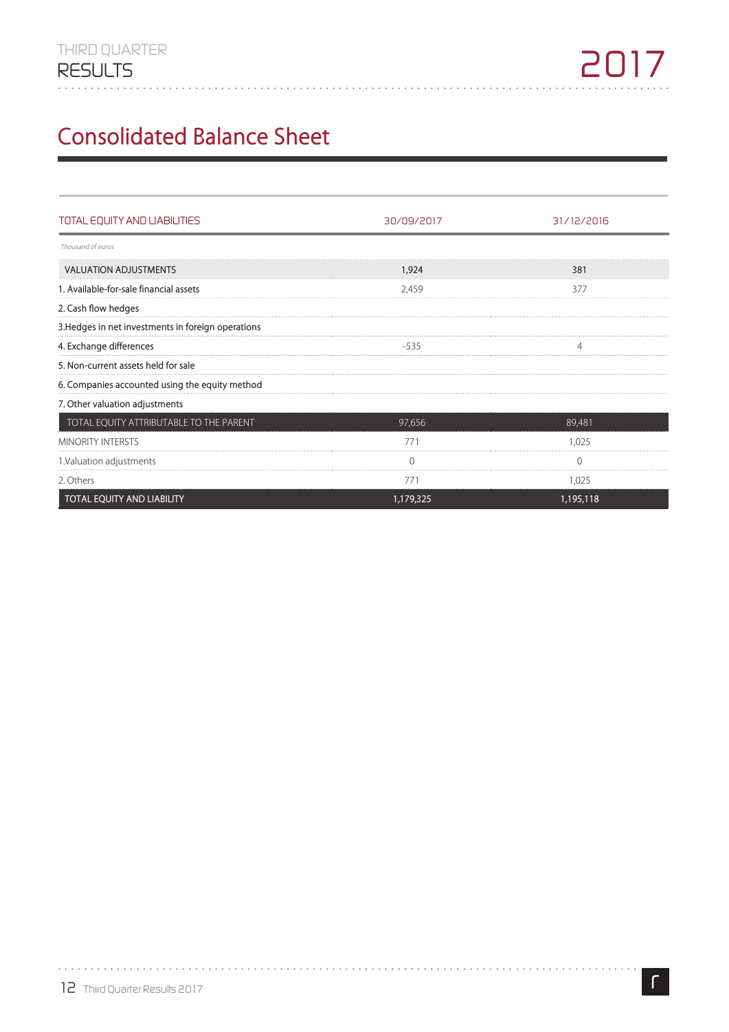# Consolidated Balance Sheet

| TOTAL EQUITY AND LIABILITIES | 30/09/2017 | 31/12/2016 |
|---|---|---|
| *Thousand of euros* | | |
| VALUATION ADJUSTMENTS | 1,924 | 381 |
| 1. Available-for-sale financial assets | 2,459 | 377 |
| 2. Cash flow hedges | | |
| 3.Hedges in net investments in foreign operations | | |
| 4. Exchange differences | -535 | 4 |
| 5. Non-current assets held for sale | | |
| 6. Companies accounted using the equity method | | |
| 7. Other valuation adjustments | | |
| TOTAL EQUITY ATTRIBUTABLE TO THE PARENT | 97,656 | 89,481 |
| MINORITY INTERSTS | 771 | 1,025 |
| 1.Valuation adjustments | 0 | 0 |
| 2. Others | 771 | 1,025 |
| TOTAL EQUITY AND LIABILITY | 1,179,325 | 1,195,118 |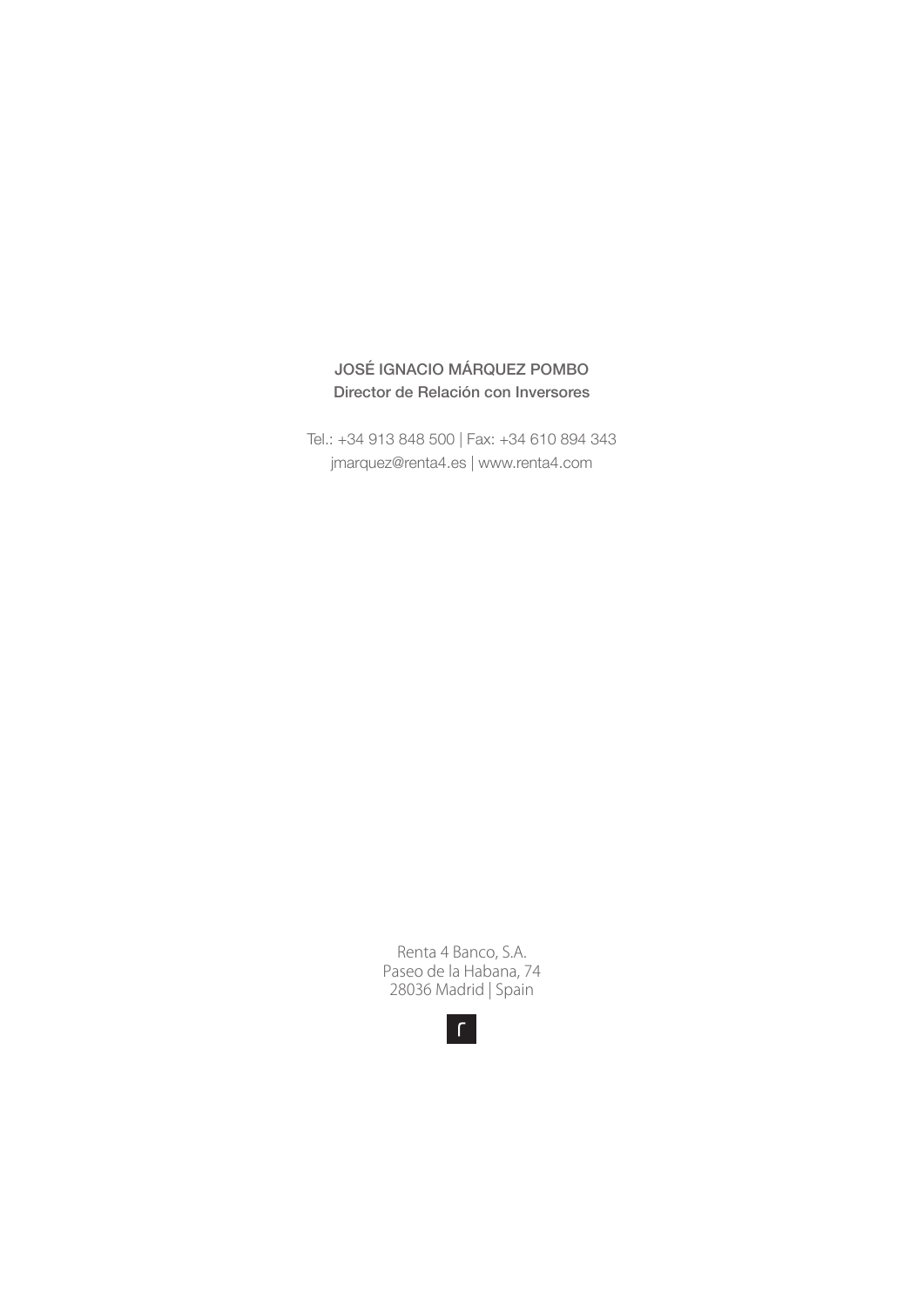**JOSÉ IGNACIO MÁRQUEZ POMBO**
Director de Relación con Inversores

Tel.: +34 913 848 500 | Fax: +34 610 894 343
jmarquez@renta4.es | www.renta4.com

Renta 4 Banco, S.A.
Paseo de la Habana, 74
28036 Madrid | Spain